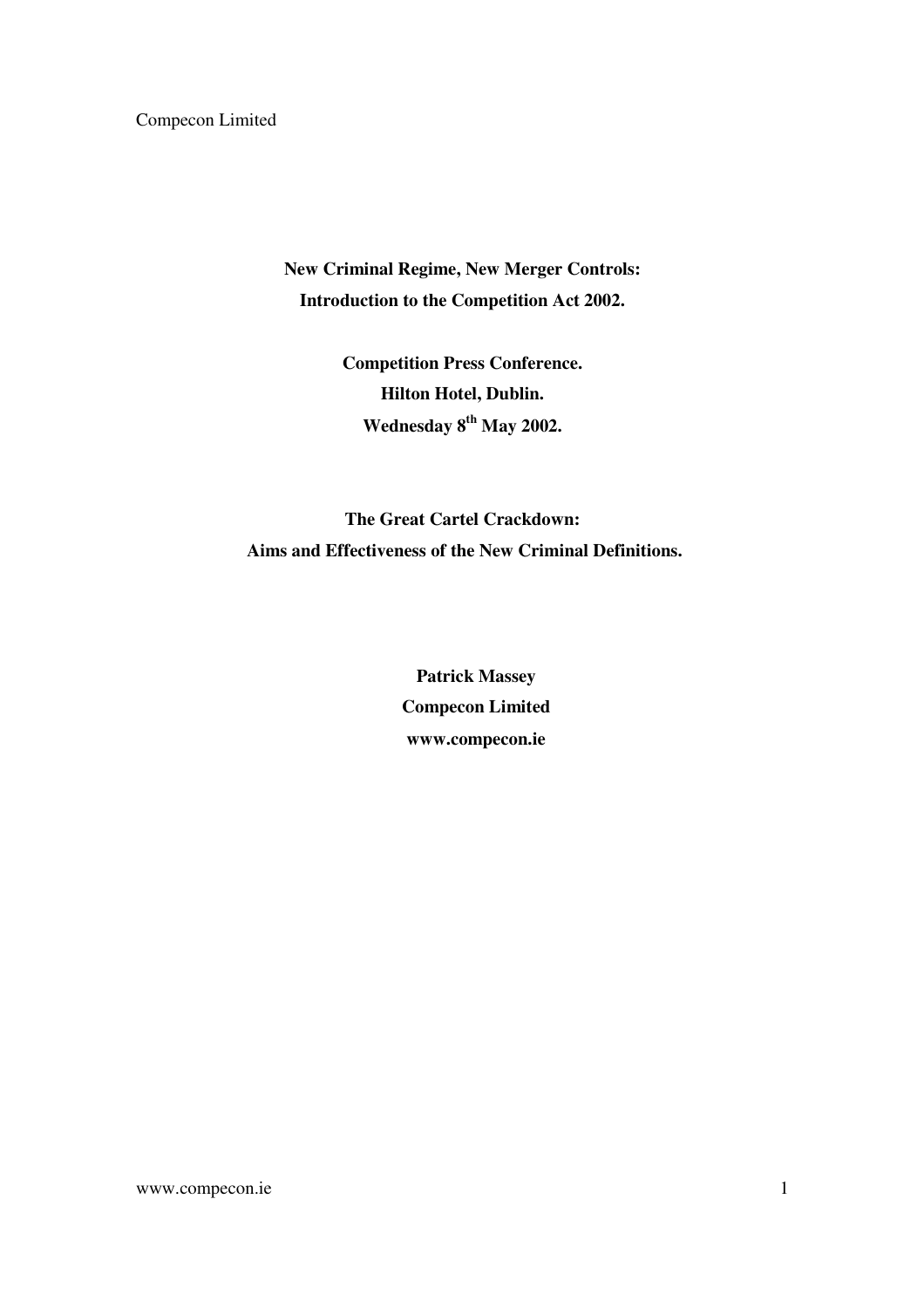**New Criminal Regime, New Merger Controls:**
**Introduction to the Competition Act 2002.**

**Competition Press Conference.**
**Hilton Hotel, Dublin.**
**Wednesday 8th May 2002.**

# The Great Cartel Crackdown: Aims and Effectiveness of the New Criminal Definitions.

**Patrick Massey**
**Compecon Limited**
**www.compecon.ie**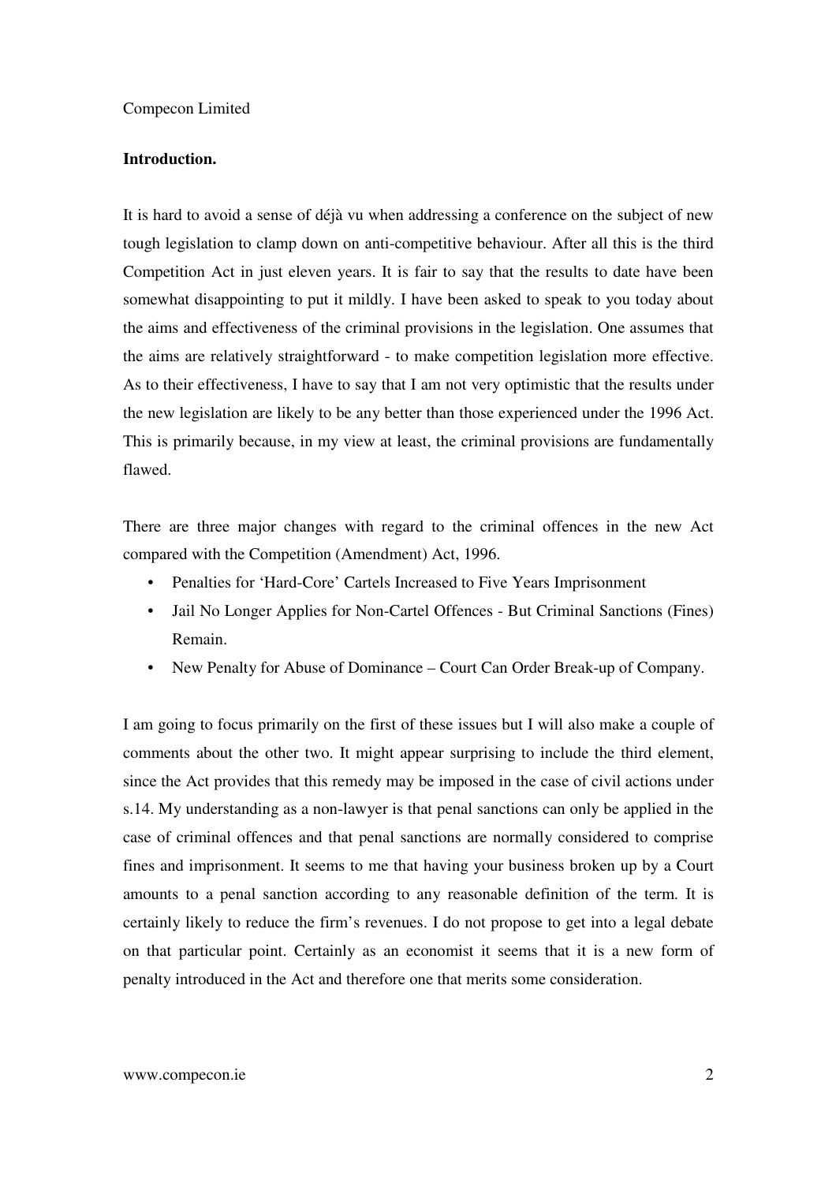Compecon Limited

**Introduction.**

It is hard to avoid a sense of déjà vu when addressing a conference on the subject of new tough legislation to clamp down on anti-competitive behaviour. After all this is the third Competition Act in just eleven years. It is fair to say that the results to date have been somewhat disappointing to put it mildly. I have been asked to speak to you today about the aims and effectiveness of the criminal provisions in the legislation. One assumes that the aims are relatively straightforward - to make competition legislation more effective. As to their effectiveness, I have to say that I am not very optimistic that the results under the new legislation are likely to be any better than those experienced under the 1996 Act. This is primarily because, in my view at least, the criminal provisions are fundamentally flawed.

There are three major changes with regard to the criminal offences in the new Act compared with the Competition (Amendment) Act, 1996.

- Penalties for 'Hard-Core' Cartels Increased to Five Years Imprisonment
- Jail No Longer Applies for Non-Cartel Offences - But Criminal Sanctions (Fines) Remain.
- New Penalty for Abuse of Dominance – Court Can Order Break-up of Company.

I am going to focus primarily on the first of these issues but I will also make a couple of comments about the other two. It might appear surprising to include the third element, since the Act provides that this remedy may be imposed in the case of civil actions under s.14. My understanding as a non-lawyer is that penal sanctions can only be applied in the case of criminal offences and that penal sanctions are normally considered to comprise fines and imprisonment. It seems to me that having your business broken up by a Court amounts to a penal sanction according to any reasonable definition of the term. It is certainly likely to reduce the firm's revenues. I do not propose to get into a legal debate on that particular point. Certainly as an economist it seems that it is a new form of penalty introduced in the Act and therefore one that merits some consideration.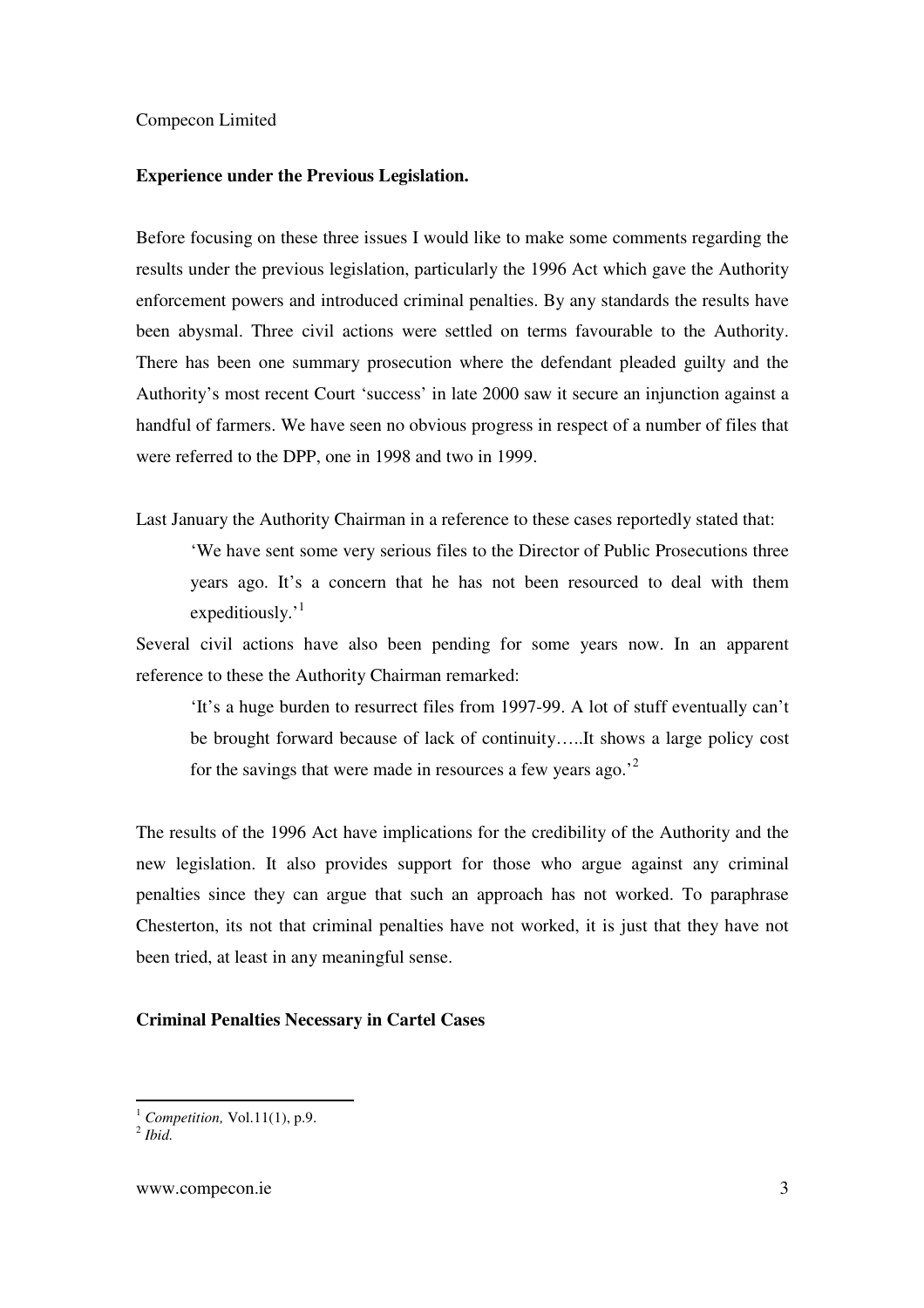## Experience under the Previous Legislation.

Before focusing on these three issues I would like to make some comments regarding the results under the previous legislation, particularly the 1996 Act which gave the Authority enforcement powers and introduced criminal penalties. By any standards the results have been abysmal. Three civil actions were settled on terms favourable to the Authority. There has been one summary prosecution where the defendant pleaded guilty and the Authority's most recent Court 'success' in late 2000 saw it secure an injunction against a handful of farmers. We have seen no obvious progress in respect of a number of files that were referred to the DPP, one in 1998 and two in 1999.

Last January the Authority Chairman in a reference to these cases reportedly stated that:

> 'We have sent some very serious files to the Director of Public Prosecutions three years ago. It's a concern that he has not been resourced to deal with them expeditiously.'[1]

Several civil actions have also been pending for some years now. In an apparent reference to these the Authority Chairman remarked:

> 'It's a huge burden to resurrect files from 1997-99. A lot of stuff eventually can't be brought forward because of lack of continuity…..It shows a large policy cost for the savings that were made in resources a few years ago.'[2]

The results of the 1996 Act have implications for the credibility of the Authority and the new legislation. It also provides support for those who argue against any criminal penalties since they can argue that such an approach has not worked. To paraphrase Chesterton, its not that criminal penalties have not worked, it is just that they have not been tried, at least in any meaningful sense.

## Criminal Penalties Necessary in Cartel Cases

[1] *Competition,* Vol.11(1), p.9.

[2] *Ibid.*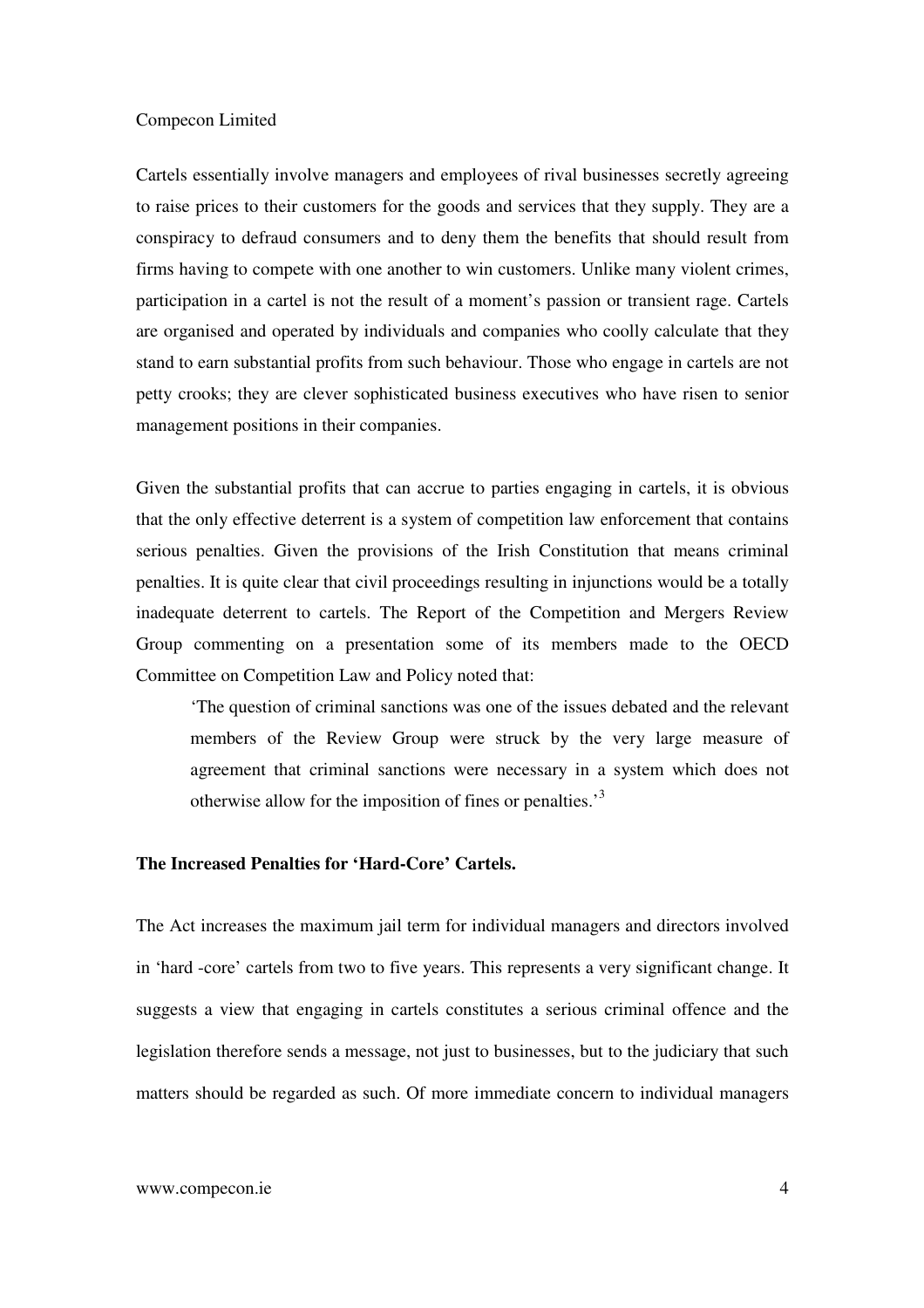Cartels essentially involve managers and employees of rival businesses secretly agreeing to raise prices to their customers for the goods and services that they supply. They are a conspiracy to defraud consumers and to deny them the benefits that should result from firms having to compete with one another to win customers. Unlike many violent crimes, participation in a cartel is not the result of a moment's passion or transient rage. Cartels are organised and operated by individuals and companies who coolly calculate that they stand to earn substantial profits from such behaviour. Those who engage in cartels are not petty crooks; they are clever sophisticated business executives who have risen to senior management positions in their companies.

Given the substantial profits that can accrue to parties engaging in cartels, it is obvious that the only effective deterrent is a system of competition law enforcement that contains serious penalties. Given the provisions of the Irish Constitution that means criminal penalties. It is quite clear that civil proceedings resulting in injunctions would be a totally inadequate deterrent to cartels. The Report of the Competition and Mergers Review Group commenting on a presentation some of its members made to the OECD Committee on Competition Law and Policy noted that:

> 'The question of criminal sanctions was one of the issues debated and the relevant members of the Review Group were struck by the very large measure of agreement that criminal sanctions were necessary in a system which does not otherwise allow for the imposition of fines or penalties.'[3]

**The Increased Penalties for 'Hard-Core' Cartels.**

The Act increases the maximum jail term for individual managers and directors involved in 'hard -core' cartels from two to five years. This represents a very significant change. It suggests a view that engaging in cartels constitutes a serious criminal offence and the legislation therefore sends a message, not just to businesses, but to the judiciary that such matters should be regarded as such. Of more immediate concern to individual managers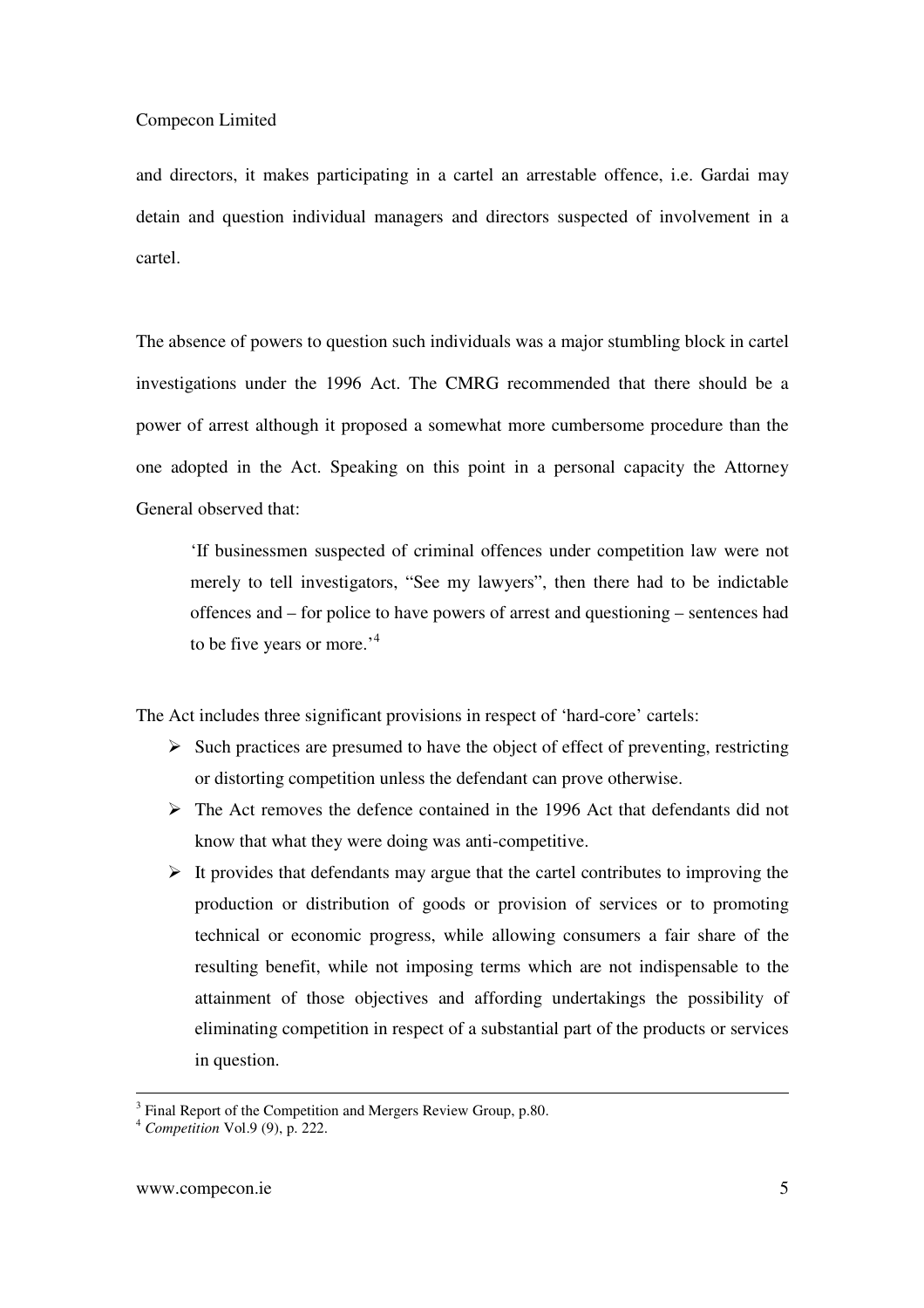and directors, it makes participating in a cartel an arrestable offence, i.e. Gardai may detain and question individual managers and directors suspected of involvement in a cartel.

The absence of powers to question such individuals was a major stumbling block in cartel investigations under the 1996 Act. The CMRG recommended that there should be a power of arrest although it proposed a somewhat more cumbersome procedure than the one adopted in the Act. Speaking on this point in a personal capacity the Attorney General observed that:

> 'If businessmen suspected of criminal offences under competition law were not merely to tell investigators, "See my lawyers", then there had to be indictable offences and – for police to have powers of arrest and questioning – sentences had to be five years or more.'[4]

The Act includes three significant provisions in respect of 'hard-core' cartels:

- Such practices are presumed to have the object of effect of preventing, restricting or distorting competition unless the defendant can prove otherwise.
- The Act removes the defence contained in the 1996 Act that defendants did not know that what they were doing was anti-competitive.
- It provides that defendants may argue that the cartel contributes to improving the production or distribution of goods or provision of services or to promoting technical or economic progress, while allowing consumers a fair share of the resulting benefit, while not imposing terms which are not indispensable to the attainment of those objectives and affording undertakings the possibility of eliminating competition in respect of a substantial part of the products or services in question.

---

[3] Final Report of the Competition and Mergers Review Group, p.80.

[4] *Competition* Vol.9 (9), p. 222.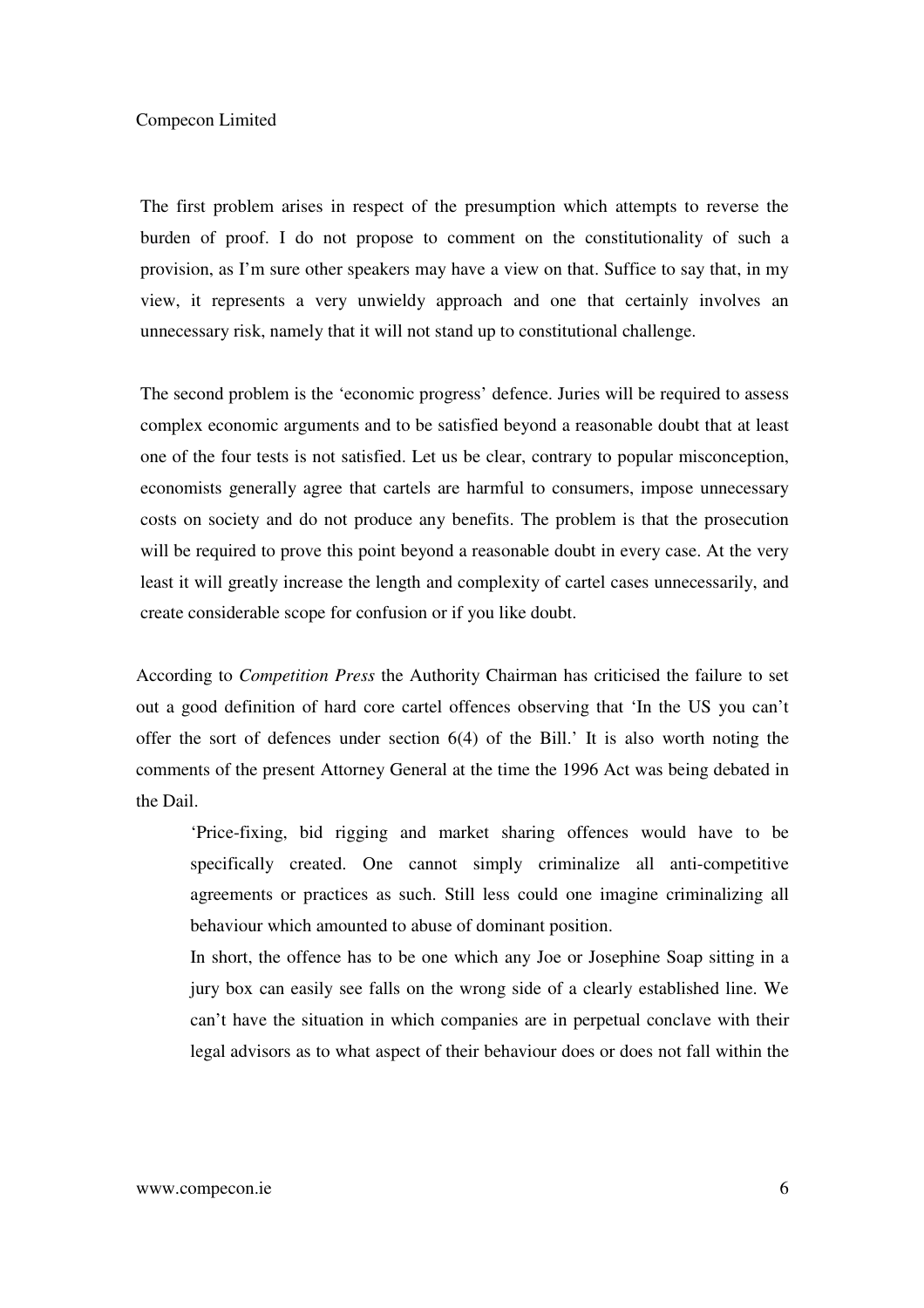The first problem arises in respect of the presumption which attempts to reverse the burden of proof. I do not propose to comment on the constitutionality of such a provision, as I'm sure other speakers may have a view on that. Suffice to say that, in my view, it represents a very unwieldy approach and one that certainly involves an unnecessary risk, namely that it will not stand up to constitutional challenge.

The second problem is the 'economic progress' defence. Juries will be required to assess complex economic arguments and to be satisfied beyond a reasonable doubt that at least one of the four tests is not satisfied. Let us be clear, contrary to popular misconception, economists generally agree that cartels are harmful to consumers, impose unnecessary costs on society and do not produce any benefits. The problem is that the prosecution will be required to prove this point beyond a reasonable doubt in every case. At the very least it will greatly increase the length and complexity of cartel cases unnecessarily, and create considerable scope for confusion or if you like doubt.

According to *Competition Press* the Authority Chairman has criticised the failure to set out a good definition of hard core cartel offences observing that 'In the US you can't offer the sort of defences under section 6(4) of the Bill.' It is also worth noting the comments of the present Attorney General at the time the 1996 Act was being debated in the Dail.

> 'Price-fixing, bid rigging and market sharing offences would have to be specifically created. One cannot simply criminalize all anti-competitive agreements or practices as such. Still less could one imagine criminalizing all behaviour which amounted to abuse of dominant position.
>
> In short, the offence has to be one which any Joe or Josephine Soap sitting in a jury box can easily see falls on the wrong side of a clearly established line. We can't have the situation in which companies are in perpetual conclave with their legal advisors as to what aspect of their behaviour does or does not fall within the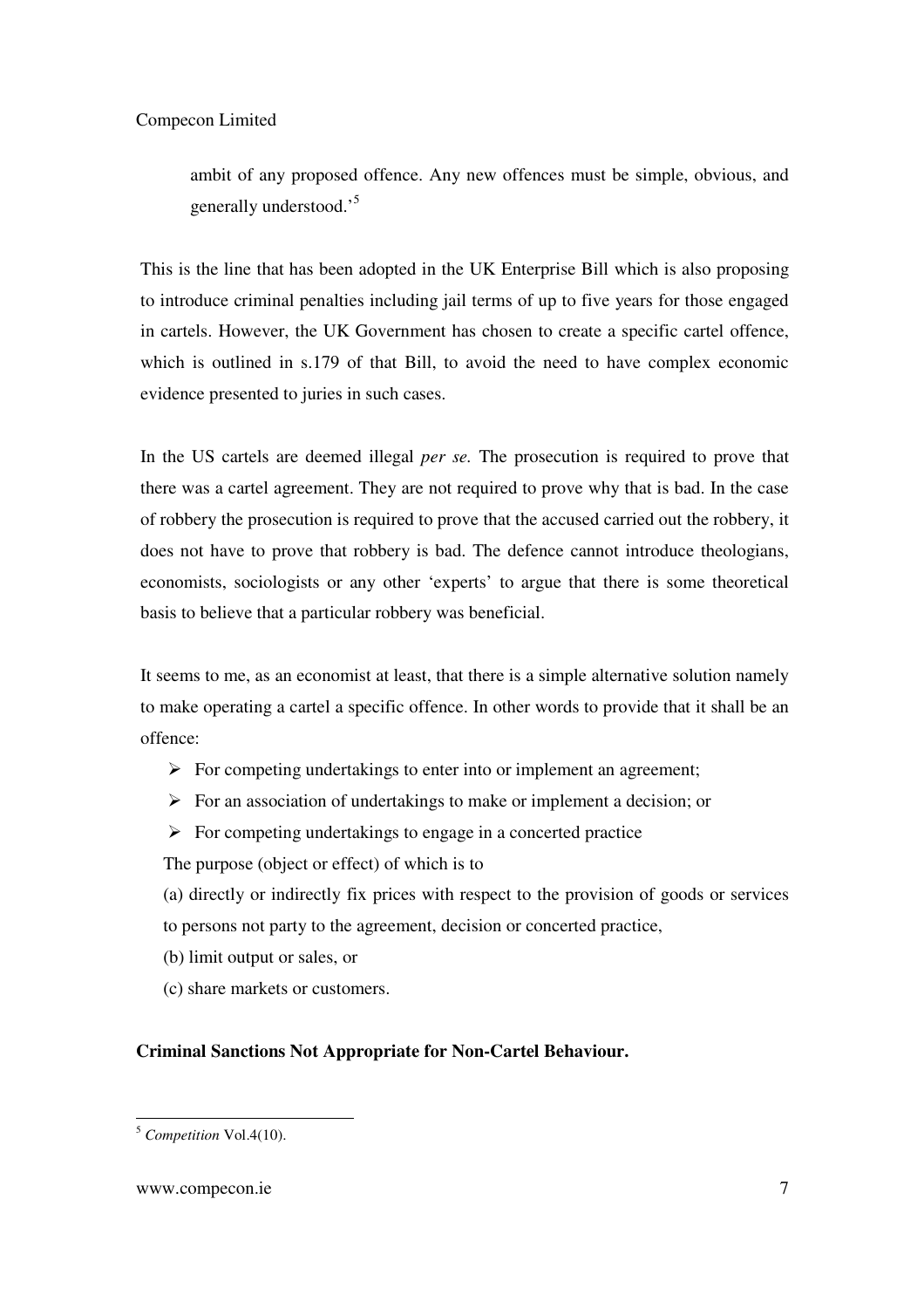> ambit of any proposed offence. Any new offences must be simple, obvious, and generally understood.'[5]

This is the line that has been adopted in the UK Enterprise Bill which is also proposing to introduce criminal penalties including jail terms of up to five years for those engaged in cartels. However, the UK Government has chosen to create a specific cartel offence, which is outlined in s.179 of that Bill, to avoid the need to have complex economic evidence presented to juries in such cases.

In the US cartels are deemed illegal *per se.* The prosecution is required to prove that there was a cartel agreement. They are not required to prove why that is bad. In the case of robbery the prosecution is required to prove that the accused carried out the robbery, it does not have to prove that robbery is bad. The defence cannot introduce theologians, economists, sociologists or any other 'experts' to argue that there is some theoretical basis to believe that a particular robbery was beneficial.

It seems to me, as an economist at least, that there is a simple alternative solution namely to make operating a cartel a specific offence. In other words to provide that it shall be an offence:

- For competing undertakings to enter into or implement an agreement;
- For an association of undertakings to make or implement a decision; or
- For competing undertakings to engage in a concerted practice

The purpose (object or effect) of which is to

(a) directly or indirectly fix prices with respect to the provision of goods or services to persons not party to the agreement, decision or concerted practice,

(b) limit output or sales, or

(c) share markets or customers.

**Criminal Sanctions Not Appropriate for Non-Cartel Behaviour.**

---

[5] *Competition* Vol.4(10).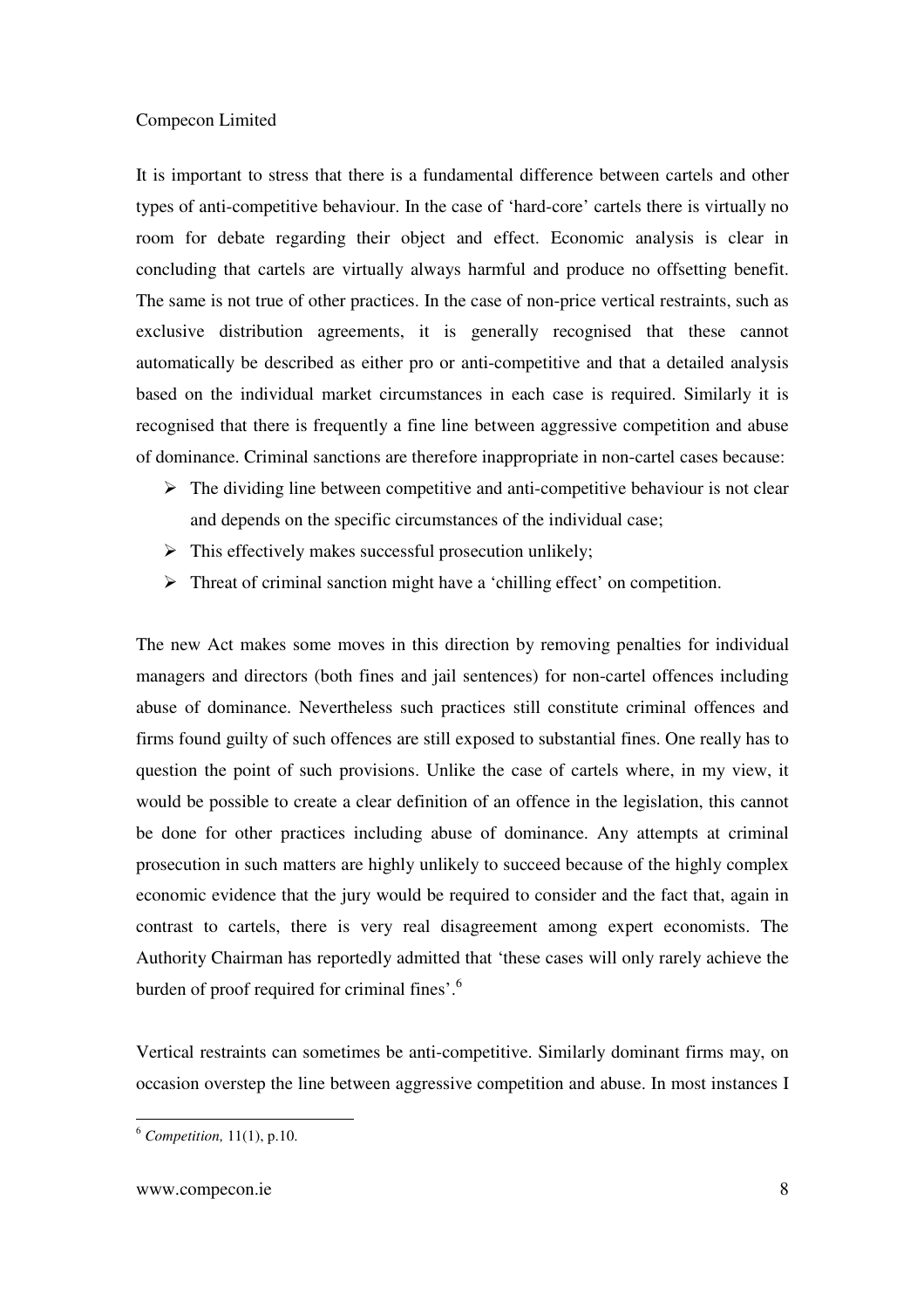It is important to stress that there is a fundamental difference between cartels and other types of anti-competitive behaviour. In the case of 'hard-core' cartels there is virtually no room for debate regarding their object and effect. Economic analysis is clear in concluding that cartels are virtually always harmful and produce no offsetting benefit. The same is not true of other practices. In the case of non-price vertical restraints, such as exclusive distribution agreements, it is generally recognised that these cannot automatically be described as either pro or anti-competitive and that a detailed analysis based on the individual market circumstances in each case is required. Similarly it is recognised that there is frequently a fine line between aggressive competition and abuse of dominance. Criminal sanctions are therefore inappropriate in non-cartel cases because:

- The dividing line between competitive and anti-competitive behaviour is not clear and depends on the specific circumstances of the individual case;
- This effectively makes successful prosecution unlikely;
- Threat of criminal sanction might have a 'chilling effect' on competition.

The new Act makes some moves in this direction by removing penalties for individual managers and directors (both fines and jail sentences) for non-cartel offences including abuse of dominance. Nevertheless such practices still constitute criminal offences and firms found guilty of such offences are still exposed to substantial fines. One really has to question the point of such provisions. Unlike the case of cartels where, in my view, it would be possible to create a clear definition of an offence in the legislation, this cannot be done for other practices including abuse of dominance. Any attempts at criminal prosecution in such matters are highly unlikely to succeed because of the highly complex economic evidence that the jury would be required to consider and the fact that, again in contrast to cartels, there is very real disagreement among expert economists. The Authority Chairman has reportedly admitted that 'these cases will only rarely achieve the burden of proof required for criminal fines'.[6]

Vertical restraints can sometimes be anti-competitive. Similarly dominant firms may, on occasion overstep the line between aggressive competition and abuse. In most instances I

---

[6] *Competition,* 11(1), p.10.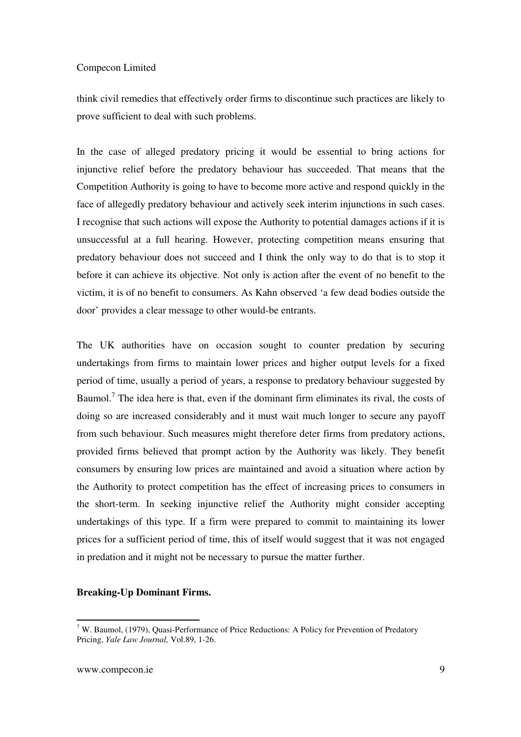think civil remedies that effectively order firms to discontinue such practices are likely to prove sufficient to deal with such problems.

In the case of alleged predatory pricing it would be essential to bring actions for injunctive relief before the predatory behaviour has succeeded. That means that the Competition Authority is going to have to become more active and respond quickly in the face of allegedly predatory behaviour and actively seek interim injunctions in such cases. I recognise that such actions will expose the Authority to potential damages actions if it is unsuccessful at a full hearing. However, protecting competition means ensuring that predatory behaviour does not succeed and I think the only way to do that is to stop it before it can achieve its objective. Not only is action after the event of no benefit to the victim, it is of no benefit to consumers. As Kahn observed 'a few dead bodies outside the door' provides a clear message to other would-be entrants.

The UK authorities have on occasion sought to counter predation by securing undertakings from firms to maintain lower prices and higher output levels for a fixed period of time, usually a period of years, a response to predatory behaviour suggested by Baumol.[7] The idea here is that, even if the dominant firm eliminates its rival, the costs of doing so are increased considerably and it must wait much longer to secure any payoff from such behaviour. Such measures might therefore deter firms from predatory actions, provided firms believed that prompt action by the Authority was likely. They benefit consumers by ensuring low prices are maintained and avoid a situation where action by the Authority to protect competition has the effect of increasing prices to consumers in the short-term. In seeking injunctive relief the Authority might consider accepting undertakings of this type. If a firm were prepared to commit to maintaining its lower prices for a sufficient period of time, this of itself would suggest that it was not engaged in predation and it might not be necessary to pursue the matter further.

**Breaking-Up Dominant Firms.**

[7] W. Baumol, (1979), Quasi-Performance of Price Reductions: A Policy for Prevention of Predatory Pricing, *Yale Law Journal,* Vol.89, 1-26.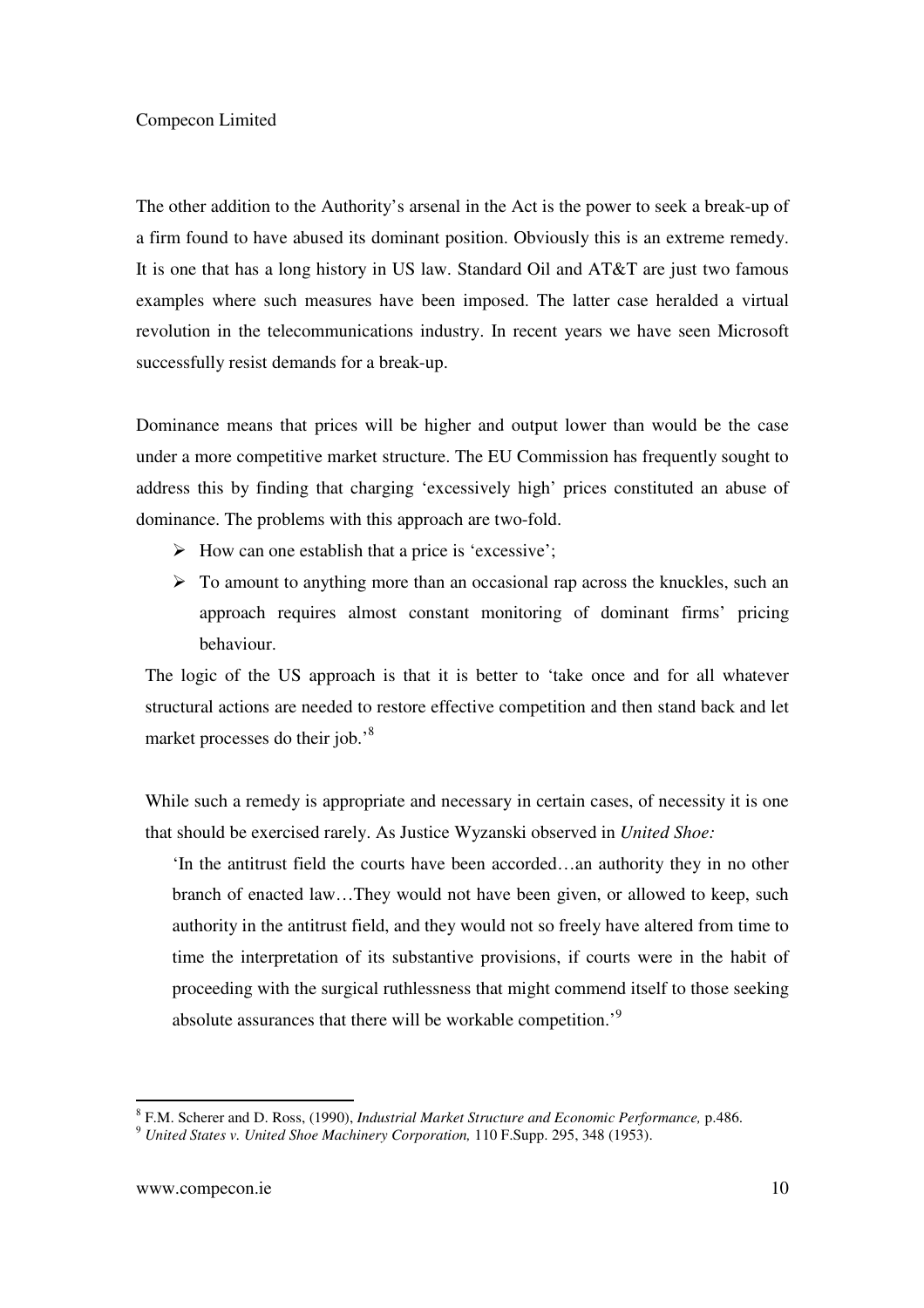The other addition to the Authority's arsenal in the Act is the power to seek a break-up of a firm found to have abused its dominant position. Obviously this is an extreme remedy. It is one that has a long history in US law. Standard Oil and AT&T are just two famous examples where such measures have been imposed. The latter case heralded a virtual revolution in the telecommunications industry. In recent years we have seen Microsoft successfully resist demands for a break-up.

Dominance means that prices will be higher and output lower than would be the case under a more competitive market structure. The EU Commission has frequently sought to address this by finding that charging 'excessively high' prices constituted an abuse of dominance. The problems with this approach are two-fold.

- How can one establish that a price is 'excessive';
- To amount to anything more than an occasional rap across the knuckles, such an approach requires almost constant monitoring of dominant firms' pricing behaviour.

The logic of the US approach is that it is better to 'take once and for all whatever structural actions are needed to restore effective competition and then stand back and let market processes do their job.'[8]

While such a remedy is appropriate and necessary in certain cases, of necessity it is one that should be exercised rarely. As Justice Wyzanski observed in *United Shoe:*

> 'In the antitrust field the courts have been accorded…an authority they in no other branch of enacted law…They would not have been given, or allowed to keep, such authority in the antitrust field, and they would not so freely have altered from time to time the interpretation of its substantive provisions, if courts were in the habit of proceeding with the surgical ruthlessness that might commend itself to those seeking absolute assurances that there will be workable competition.'[9]

---

[8] F.M. Scherer and D. Ross, (1990), *Industrial Market Structure and Economic Performance,* p.486.

[9] *United States v. United Shoe Machinery Corporation,* 110 F.Supp. 295, 348 (1953).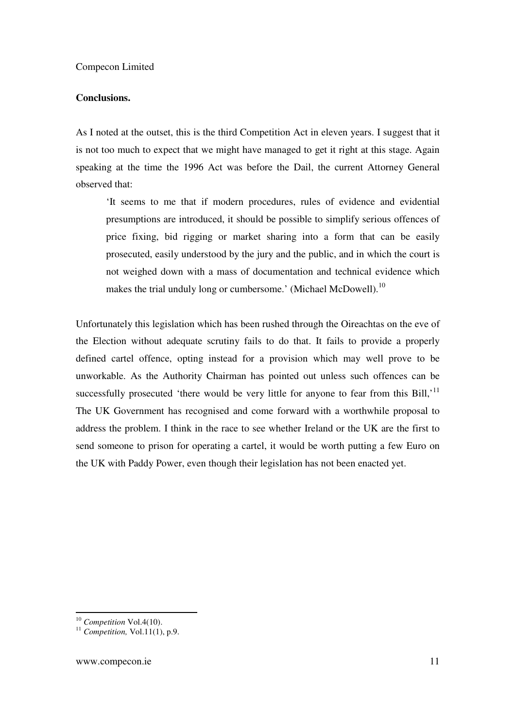**Conclusions.**

As I noted at the outset, this is the third Competition Act in eleven years. I suggest that it is not too much to expect that we might have managed to get it right at this stage. Again speaking at the time the 1996 Act was before the Dail, the current Attorney General observed that:

> 'It seems to me that if modern procedures, rules of evidence and evidential presumptions are introduced, it should be possible to simplify serious offences of price fixing, bid rigging or market sharing into a form that can be easily prosecuted, easily understood by the jury and the public, and in which the court is not weighed down with a mass of documentation and technical evidence which makes the trial unduly long or cumbersome.' (Michael McDowell).[10]

Unfortunately this legislation which has been rushed through the Oireachtas on the eve of the Election without adequate scrutiny fails to do that. It fails to provide a properly defined cartel offence, opting instead for a provision which may well prove to be unworkable. As the Authority Chairman has pointed out unless such offences can be successfully prosecuted 'there would be very little for anyone to fear from this Bill,'[11] The UK Government has recognised and come forward with a worthwhile proposal to address the problem. I think in the race to see whether Ireland or the UK are the first to send someone to prison for operating a cartel, it would be worth putting a few Euro on the UK with Paddy Power, even though their legislation has not been enacted yet.

---

[10] *Competition* Vol.4(10).

[11] *Competition,* Vol.11(1), p.9.